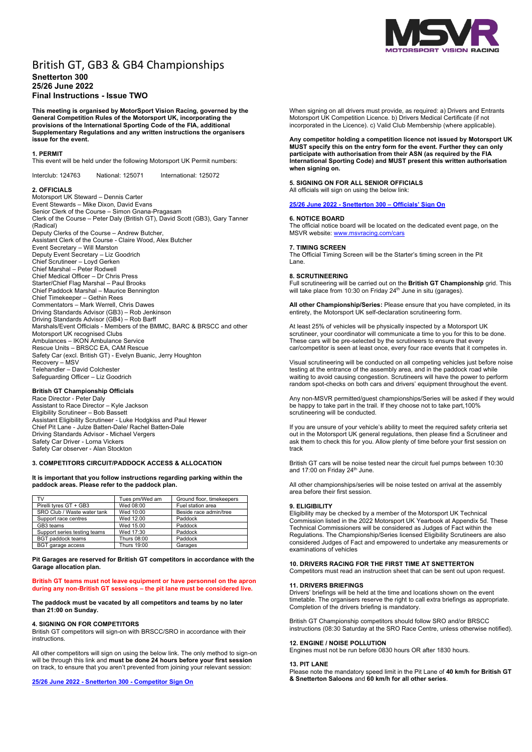# British GT, GB3 & GB4 Championships

**Snetterton 300**
**25/26 June 2022**
**Final Instructions - Issue TWO**

**This meeting is organised by MotorSport Vision Racing, governed by the General Competition Rules of the Motorsport UK, incorporating the provisions of the International Sporting Code of the FIA, additional Supplementary Regulations and any written instructions the organisers issue for the event.**

## 1. PERMIT

This event will be held under the following Motorsport UK Permit numbers:

Interclub: 124763 National: 125071 International: 125072

## 2. OFFICIALS

Motorsport UK Steward – Dennis Carter
Event Stewards – Mike Dixon, David Evans
Senior Clerk of the Course – Simon Gnana-Pragasam
Clerk of the Course – Peter Daly (British GT), David Scott (GB3), Gary Tanner (Radical)
Deputy Clerks of the Course – Andrew Butcher,
Assistant Clerk of the Course - Claire Wood, Alex Butcher
Event Secretary – Will Marston
Deputy Event Secretary – Liz Goodrich
Chief Scrutineer – Loyd Gerken
Chief Marshal – Peter Rodwell
Chief Medical Officer – Dr Chris Press
Starter/Chief Flag Marshal – Paul Brooks
Chief Paddock Marshal – Maurice Bennington
Chief Timekeeper – Gethin Rees
Commentators – Mark Werrell, Chris Dawes
Driving Standards Advisor (GB3) – Rob Jenkinson
Driving Standards Advisor (GB4) – Rob Barff
Marshals/Event Officials - Members of the BMMC, BARC & BRSCC and other Motorsport UK recognised Clubs
Ambulances – IKON Ambulance Service
Rescue Units – BRSCC EA, CAM Rescue
Safety Car (excl. British GT) - Evelyn Buanic, Jerry Houghton
Recovery – MSV
Telehandler – David Colchester
Safeguarding Officer – Liz Goodrich

### British GT Championship Officials

Race Director - Peter Daly
Assistant to Race Director – Kyle Jackson
Eligibility Scrutineer – Bob Bassett
Assistant Eligibility Scrutineer - Luke Hodgkiss and Paul Hewer
Chief Pit Lane - Julze Batten-Dale/ Rachel Batten-Dale
Driving Standards Advisor - Michael Vergers
Safety Car Driver - Lorna Vickers
Safety Car observer - Alan Stockton

## 3. COMPETITORS CIRCUIT/PADDOCK ACCESS & ALLOCATION

**It is important that you follow instructions regarding parking within the paddock areas. Please refer to the paddock plan.**

| TV | Tues pm/Wed am | Ground floor, timekeepers |
|---|---|---|
| Pirelli tyres GT + GB3 | Wed 08:00 | Fuel station area |
| SRO Club / Waste water tank | Wed 10:00 | Beside race admin/tree |
| Support race centres | Wed 12.00 | Paddock |
| GB3 teams | Wed 15.00 | Paddock |
| Support series testing teams | Wed 17:30 | Paddock |
| BGT paddock teams | Thurs 08:00 | Paddock |
| BGT garage access | Thurs 19:00 | Garages |

**Pit Garages are reserved for British GT competitors in accordance with the Garage allocation plan.**

**British GT teams must not leave equipment or have personnel on the apron during any non-British GT sessions – the pit lane must be considered live.**

**The paddock must be vacated by all competitors and teams by no later than 21:00 on Sunday.**

## 4. SIGNING ON FOR COMPETITORS

British GT competitors will sign-on with BRSCC/SRO in accordance with their instructions.

All other competitors will sign on using the below link. The only method to sign-on will be through this link and **must be done 24 hours before your first session** on track, to ensure that you aren't prevented from joining your relevant session:

[25/26 June 2022 - Snetterton 300 - Competitor Sign On]()

When signing on all drivers must provide, as required: a) Drivers and Entrants Motorsport UK Competition Licence. b) Drivers Medical Certificate (if not incorporated in the Licence). c) Valid Club Membership (where applicable).

**Any competitor holding a competition licence not issued by Motorsport UK MUST specify this on the entry form for the event. Further they can only participate with authorisation from their ASN (as required by the FIA International Sporting Code) and MUST present this written authorisation when signing on.**

## 5. SIGNING ON FOR ALL SENIOR OFFICIALS

All officials will sign on using the below link:

[25/26 June 2022 - Snetterton 300 – Officials' Sign On]()

## 6. NOTICE BOARD

The official notice board will be located on the dedicated event page, on the MSVR website: [www.msvracing.com/cars](www.msvracing.com/cars)

## 7. TIMING SCREEN

The Official Timing Screen will be the Starter's timing screen in the Pit Lane.

## 8. SCRUTINEERING

Full scrutineering will be carried out on the **British GT Championship** grid. This will take place from 10:30 on Friday 24th June in situ (garages).

**All other Championship/Series:** Please ensure that you have completed, in its entirety, the Motorsport UK self-declaration scrutineering form.

At least 25% of vehicles will be physically inspected by a Motorsport UK scrutineer, your coordinator will communicate a time to you for this to be done. These cars will be pre-selected by the scrutineers to ensure that every car/competitor is seen at least once, every four race events that it competes in.

Visual scrutineering will be conducted on all competing vehicles just before noise testing at the entrance of the assembly area, and in the paddock road while waiting to avoid causing congestion. Scrutineers will have the power to perform random spot-checks on both cars and drivers' equipment throughout the event.

Any non-MSVR permitted/guest championships/Series will be asked if they would be happy to take part in the trail. If they choose not to take part,100% scrutineering will be conducted.

If you are unsure of your vehicle's ability to meet the required safety criteria set out in the Motorsport UK general regulations, then please find a Scrutineer and ask them to check this for you. Allow plenty of time before your first session on track

British GT cars will be noise tested near the circuit fuel pumps between 10:30 and 17:00 on Friday 24th June.

All other championships/series will be noise tested on arrival at the assembly area before their first session.

## 9. ELIGIBILITY

Eligibility may be checked by a member of the Motorsport UK Technical Commission listed in the 2022 Motorsport UK Yearbook at Appendix 5d. These Technical Commissioners will be considered as Judges of Fact within the Regulations. The Championship/Series licensed Eligibility Scrutineers are also considered Judges of Fact and empowered to undertake any measurements or examinations of vehicles

## 10. DRIVERS RACING FOR THE FIRST TIME AT SNETTERTON

Competitors must read an instruction sheet that can be sent out upon request.

## 11. DRIVERS BRIEFINGS

Drivers' briefings will be held at the time and locations shown on the event timetable. The organisers reserve the right to call extra briefings as appropriate. Completion of the drivers briefing is mandatory.

British GT Championship competitors should follow SRO and/or BRSCC instructions (08:30 Saturday at the SRO Race Centre, unless otherwise notified).

## 12. ENGINE / NOISE POLLUTION

Engines must not be run before 0830 hours OR after 1830 hours.

## 13. PIT LANE

Please note the mandatory speed limit in the Pit Lane of **40 km/h for British GT & Snetterton Saloons** and **60 km/h for all other series**.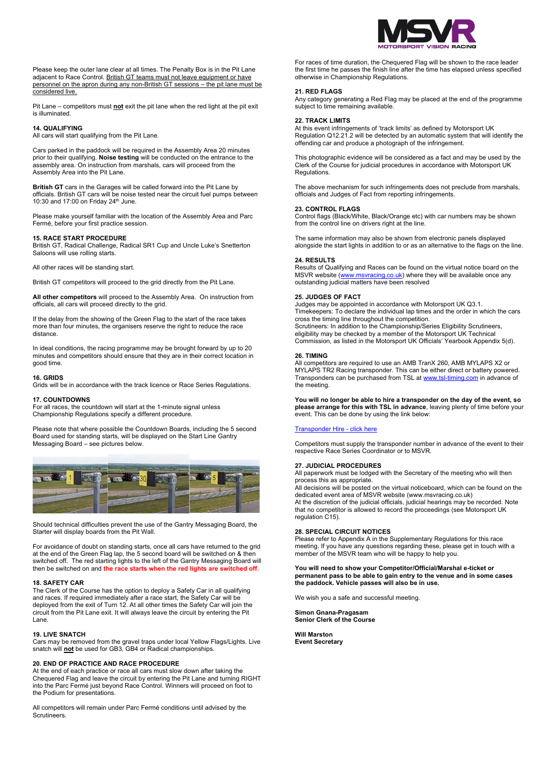Please keep the outer lane clear at all times. The Penalty Box is in the Pit Lane adjacent to Race Control. British GT teams must not leave equipment or have personnel on the apron during any non-British GT sessions – the pit lane must be considered live.

Pit Lane – competitors must **not** exit the pit lane when the red light at the pit exit is illuminated.

**14. QUALIFYING**
All cars will start qualifying from the Pit Lane.

Cars parked in the paddock will be required in the Assembly Area 20 minutes prior to their qualifying. **Noise testing** will be conducted on the entrance to the assembly area. On instruction from marshals, cars will proceed from the Assembly Area into the Pit Lane.

**British GT** cars in the Garages will be called forward into the Pit Lane by officials. British GT cars will be noise tested near the circuit fuel pumps between 10:30 and 17:00 on Friday 24th June.

Please make yourself familiar with the location of the Assembly Area and Parc Fermé, before your first practice session.

**15. RACE START PROCEDURE**
British GT, Radical Challenge, Radical SR1 Cup and Uncle Luke's Snetterton Saloons will use rolling starts.

All other races will be standing start.

British GT competitors will proceed to the grid directly from the Pit Lane.

**All other competitors** will proceed to the Assembly Area. On instruction from officials, all cars will proceed directly to the grid.

If the delay from the showing of the Green Flag to the start of the race takes more than four minutes, the organisers reserve the right to reduce the race distance.

In ideal conditions, the racing programme may be brought forward by up to 20 minutes and competitors should ensure that they are in their correct location in good time.

**16. GRIDS**
Grids will be in accordance with the track licence or Race Series Regulations.

**17. COUNTDOWNS**
For all races, the countdown will start at the 1-minute signal unless Championship Regulations specify a different procedure.

Please note that where possible the Countdown Boards, including the 5 second Board used for standing starts, will be displayed on the Start Line Gantry Messaging Board – see pictures below.

Should technical difficulties prevent the use of the Gantry Messaging Board, the Starter will display boards from the Pit Wall.

For avoidance of doubt on standing starts, once all cars have returned to the grid at the end of the Green Flag lap, the 5 second board will be switched on & then switched off. The red starting lights to the left of the Gantry Messaging Board will then be switched on and **the race starts when the red lights are switched off.**

**18. SAFETY CAR**
The Clerk of the Course has the option to deploy a Safety Car in all qualifying and races. If required immediately after a race start, the Safety Car will be deployed from the exit of Turn 12. At all other times the Safety Car will join the circuit from the Pit Lane exit. It will always leave the circuit by entering the Pit Lane.

**19. LIVE SNATCH**
Cars may be removed from the gravel traps under local Yellow Flags/Lights. Live snatch will **not** be used for GB3, GB4 or Radical championships.

**20. END OF PRACTICE AND RACE PROCEDURE**
At the end of each practice or race all cars must slow down after taking the Chequered Flag and leave the circuit by entering the Pit Lane and turning RIGHT into the Parc Fermé just beyond Race Control. Winners will proceed on foot to the Podium for presentations.

All competitors will remain under Parc Fermé conditions until advised by the Scrutineers.

For races of time duration, the Chequered Flag will be shown to the race leader the first time he passes the finish line after the time has elapsed unless specified otherwise in Championship Regulations.

**21. RED FLAGS**
Any category generating a Red Flag may be placed at the end of the programme subject to time remaining available.

**22. TRACK LIMITS**
At this event infringements of 'track limits' as defined by Motorsport UK Regulation Q12.21.2 will be detected by an automatic system that will identify the offending car and produce a photograph of the infringement.

This photographic evidence will be considered as a fact and may be used by the Clerk of the Course for judicial procedures in accordance with Motorsport UK Regulations.

The above mechanism for such infringements does not preclude from marshals, officials and Judges of Fact from reporting infringements.

**23. CONTROL FLAGS**
Control flags (Black/White, Black/Orange etc) with car numbers may be shown from the control line on drivers right at the line.

The same information may also be shown from electronic panels displayed alongside the start lights in addition to or as an alternative to the flags on the line.

**24. RESULTS**
Results of Qualifying and Races can be found on the virtual notice board on the MSVR website (www.msvracing.co.uk) where they will be available once any outstanding judicial matters have been resolved

**25. JUDGES OF FACT**
Judges may be appointed in accordance with Motorsport UK Q3.1.
Timekeepers: To declare the individual lap times and the order in which the cars cross the timing line throughout the competition.
Scrutineers: In addition to the Championship/Series Eligibility Scrutineers, eligibility may be checked by a member of the Motorsport UK Technical Commission, as listed in the Motorsport UK Officials' Yearbook Appendix 5(d).

**26. TIMING**
All competitors are required to use an AMB TranX 260, AMB MYLAPS X2 or MYLAPS TR2 Racing transponder. This can be either direct or battery powered. Transponders can be purchased from TSL at www.tsl-timing.com in advance of the meeting.

**You will no longer be able to hire a transponder on the day of the event, so please arrange for this with TSL in advance**, leaving plenty of time before your event. This can be done by using the link below:

Transponder Hire - click here

Competitors must supply the transponder number in advance of the event to their respective Race Series Coordinator or to MSVR.

**27. JUDICIAL PROCEDURES**
All paperwork must be lodged with the Secretary of the meeting who will then process this as appropriate.
All decisions will be posted on the virtual noticeboard, which can be found on the dedicated event area of MSVR website (www.msvracing.co.uk)
At the discretion of the judicial officials, judicial hearings may be recorded. Note that no competitor is allowed to record the proceedings (see Motorsport UK regulation C15).

**28. SPECIAL CIRCUIT NOTICES**
Please refer to Appendix A in the Supplementary Regulations for this race meeting. If you have any questions regarding these, please get in touch with a member of the MSVR team who will be happy to help you.

**You will need to show your Competitor/Official/Marshal e-ticket or permanent pass to be able to gain entry to the venue and in some cases the paddock. Vehicle passes will also be in use.**

We wish you a safe and successful meeting.

**Simon Gnana-Pragasam**
**Senior Clerk of the Course**

**Will Marston**
**Event Secretary**